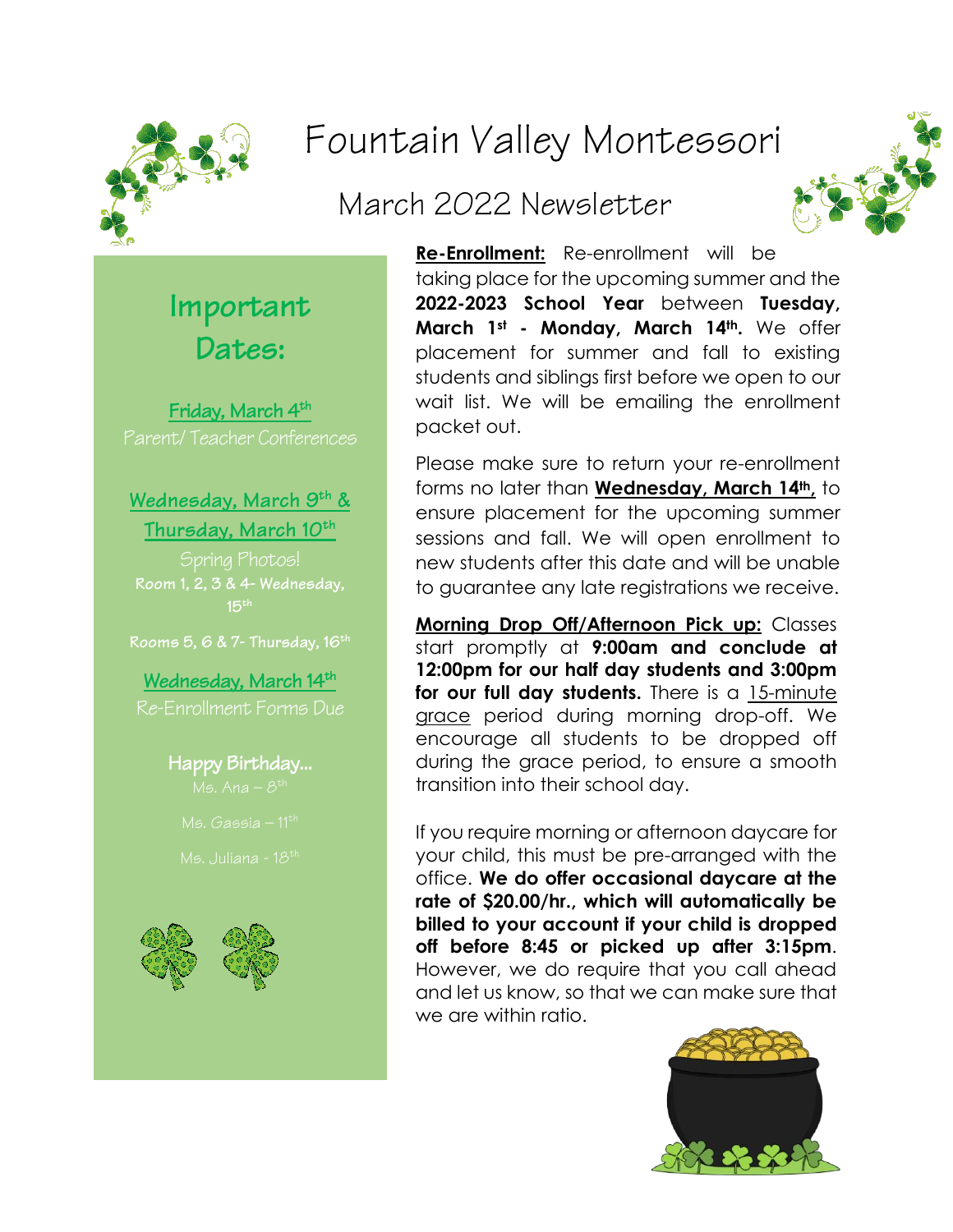# Fountain Valley Montessori

## March 2022 Newsletter

## Important Dates:

**Friday, March 4th**
Parent/ Teacher Conferences

**Wednesday, March 9th & Thursday, March 10th**
Spring Photos!
**Room 1, 2, 3 & 4- Wednesday, 15th**

**Rooms 5, 6 & 7- Thursday, 16th**

**Wednesday, March 14th**
Re-Enrollment Forms Due

**Happy Birthday…**
Ms. Ana – 8th

Ms. Gassia – 11th

Ms. Juliana - 18th

**Re-Enrollment:** Re-enrollment will be taking place for the upcoming summer and the **2022-2023 School Year** between **Tuesday, March 1st - Monday, March 14th.** We offer placement for summer and fall to existing students and siblings first before we open to our wait list. We will be emailing the enrollment packet out.

Please make sure to return your re-enrollment forms no later than **Wednesday, March 14th,** to ensure placement for the upcoming summer sessions and fall. We will open enrollment to new students after this date and will be unable to guarantee any late registrations we receive.

**Morning Drop Off/Afternoon Pick up:** Classes start promptly at **9:00am and conclude at 12:00pm for our half day students and 3:00pm for our full day students.** There is a 15-minute grace period during morning drop-off. We encourage all students to be dropped off during the grace period, to ensure a smooth transition into their school day.

If you require morning or afternoon daycare for your child, this must be pre-arranged with the office. **We do offer occasional daycare at the rate of $20.00/hr., which will automatically be billed to your account if your child is dropped off before 8:45 or picked up after 3:15pm**. However, we do require that you call ahead and let us know, so that we can make sure that we are within ratio.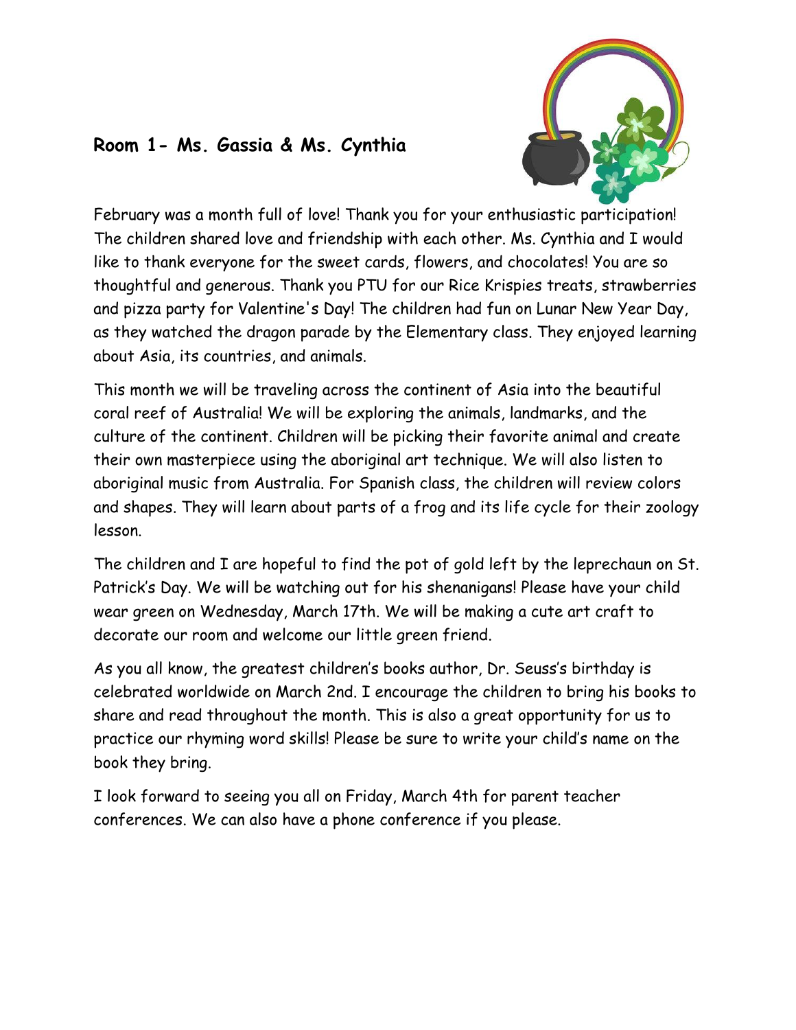## Room 1- Ms. Gassia & Ms. Cynthia

February was a month full of love! Thank you for your enthusiastic participation! The children shared love and friendship with each other. Ms. Cynthia and I would like to thank everyone for the sweet cards, flowers, and chocolates! You are so thoughtful and generous. Thank you PTU for our Rice Krispies treats, strawberries and pizza party for Valentine's Day! The children had fun on Lunar New Year Day, as they watched the dragon parade by the Elementary class. They enjoyed learning about Asia, its countries, and animals.

This month we will be traveling across the continent of Asia into the beautiful coral reef of Australia! We will be exploring the animals, landmarks, and the culture of the continent. Children will be picking their favorite animal and create their own masterpiece using the aboriginal art technique. We will also listen to aboriginal music from Australia. For Spanish class, the children will review colors and shapes. They will learn about parts of a frog and its life cycle for their zoology lesson.

The children and I are hopeful to find the pot of gold left by the leprechaun on St. Patrick's Day. We will be watching out for his shenanigans! Please have your child wear green on Wednesday, March 17th. We will be making a cute art craft to decorate our room and welcome our little green friend.

As you all know, the greatest children's books author, Dr. Seuss's birthday is celebrated worldwide on March 2nd. I encourage the children to bring his books to share and read throughout the month. This is also a great opportunity for us to practice our rhyming word skills! Please be sure to write your child's name on the book they bring.

I look forward to seeing you all on Friday, March 4th for parent teacher conferences. We can also have a phone conference if you please.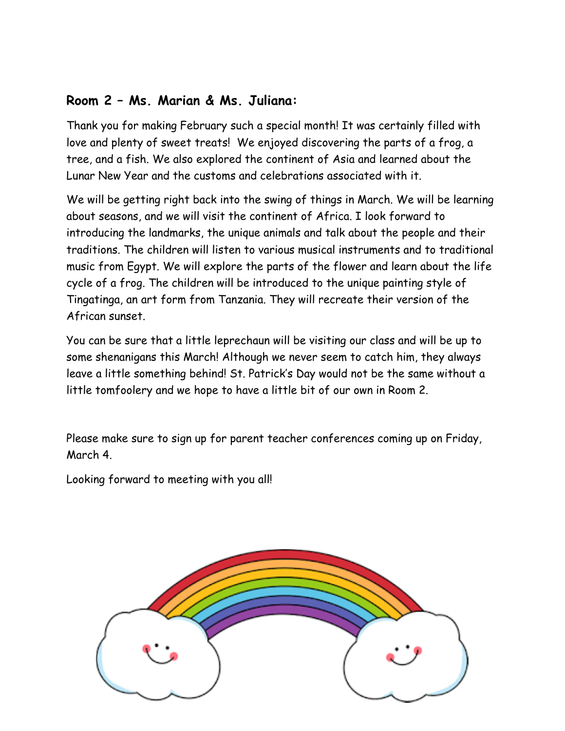### **Room 2 – Ms. Marian & Ms. Juliana:**

Thank you for making February such a special month! It was certainly filled with love and plenty of sweet treats! We enjoyed discovering the parts of a frog, a tree, and a fish. We also explored the continent of Asia and learned about the Lunar New Year and the customs and celebrations associated with it.

We will be getting right back into the swing of things in March. We will be learning about seasons, and we will visit the continent of Africa. I look forward to introducing the landmarks, the unique animals and talk about the people and their traditions. The children will listen to various musical instruments and to traditional music from Egypt. We will explore the parts of the flower and learn about the life cycle of a frog. The children will be introduced to the unique painting style of Tingatinga, an art form from Tanzania. They will recreate their version of the African sunset.

You can be sure that a little leprechaun will be visiting our class and will be up to some shenanigans this March! Although we never seem to catch him, they always leave a little something behind! St. Patrick's Day would not be the same without a little tomfoolery and we hope to have a little bit of our own in Room 2.

Please make sure to sign up for parent teacher conferences coming up on Friday, March 4.

Looking forward to meeting with you all!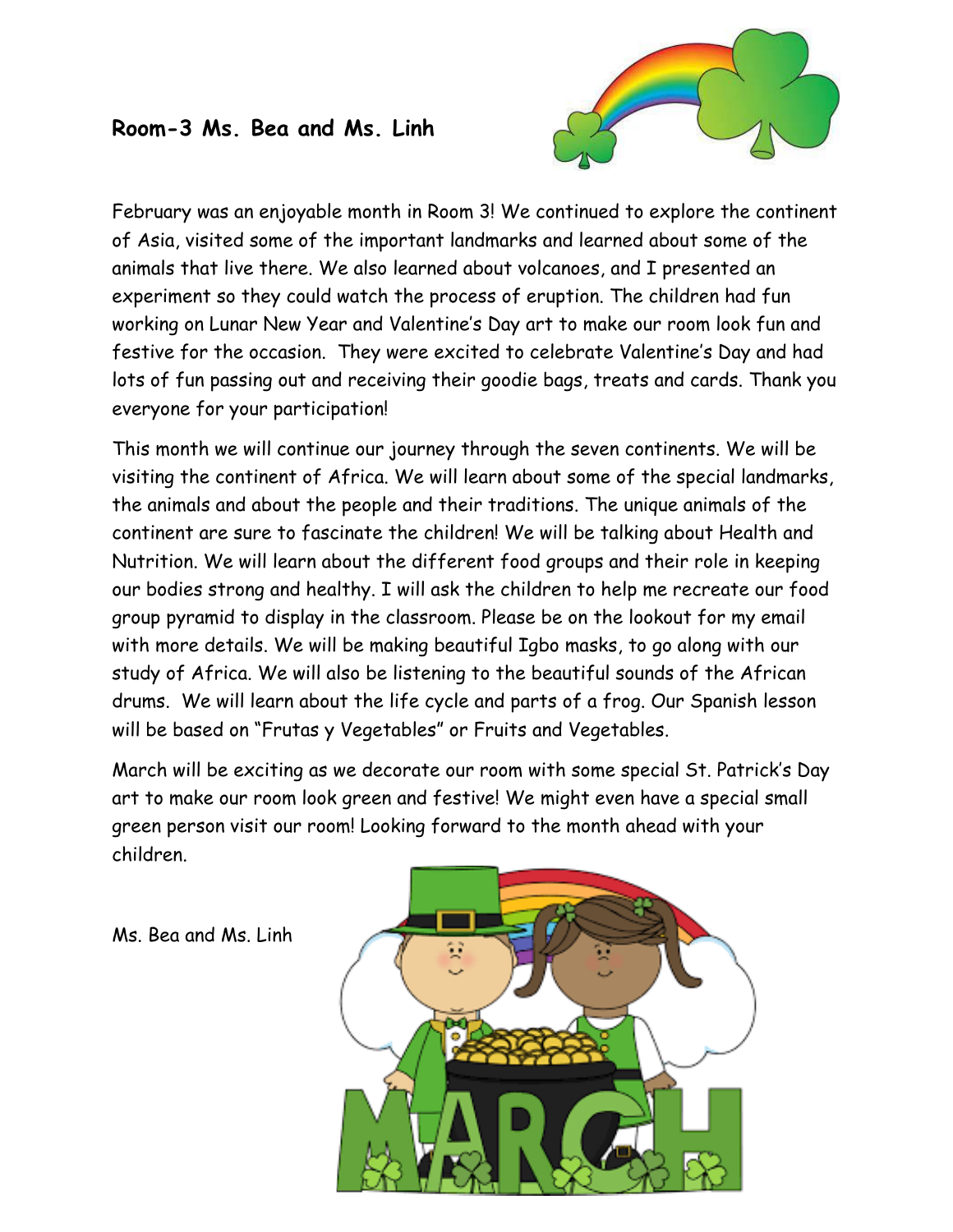**Room-3 Ms. Bea and Ms. Linh**

February was an enjoyable month in Room 3! We continued to explore the continent of Asia, visited some of the important landmarks and learned about some of the animals that live there. We also learned about volcanoes, and I presented an experiment so they could watch the process of eruption. The children had fun working on Lunar New Year and Valentine's Day art to make our room look fun and festive for the occasion. They were excited to celebrate Valentine's Day and had lots of fun passing out and receiving their goodie bags, treats and cards. Thank you everyone for your participation!

This month we will continue our journey through the seven continents. We will be visiting the continent of Africa. We will learn about some of the special landmarks, the animals and about the people and their traditions. The unique animals of the continent are sure to fascinate the children! We will be talking about Health and Nutrition. We will learn about the different food groups and their role in keeping our bodies strong and healthy. I will ask the children to help me recreate our food group pyramid to display in the classroom. Please be on the lookout for my email with more details. We will be making beautiful Igbo masks, to go along with our study of Africa. We will also be listening to the beautiful sounds of the African drums. We will learn about the life cycle and parts of a frog. Our Spanish lesson will be based on "Frutas y Vegetables" or Fruits and Vegetables.

March will be exciting as we decorate our room with some special St. Patrick's Day art to make our room look green and festive! We might even have a special small green person visit our room! Looking forward to the month ahead with your children.

Ms. Bea and Ms. Linh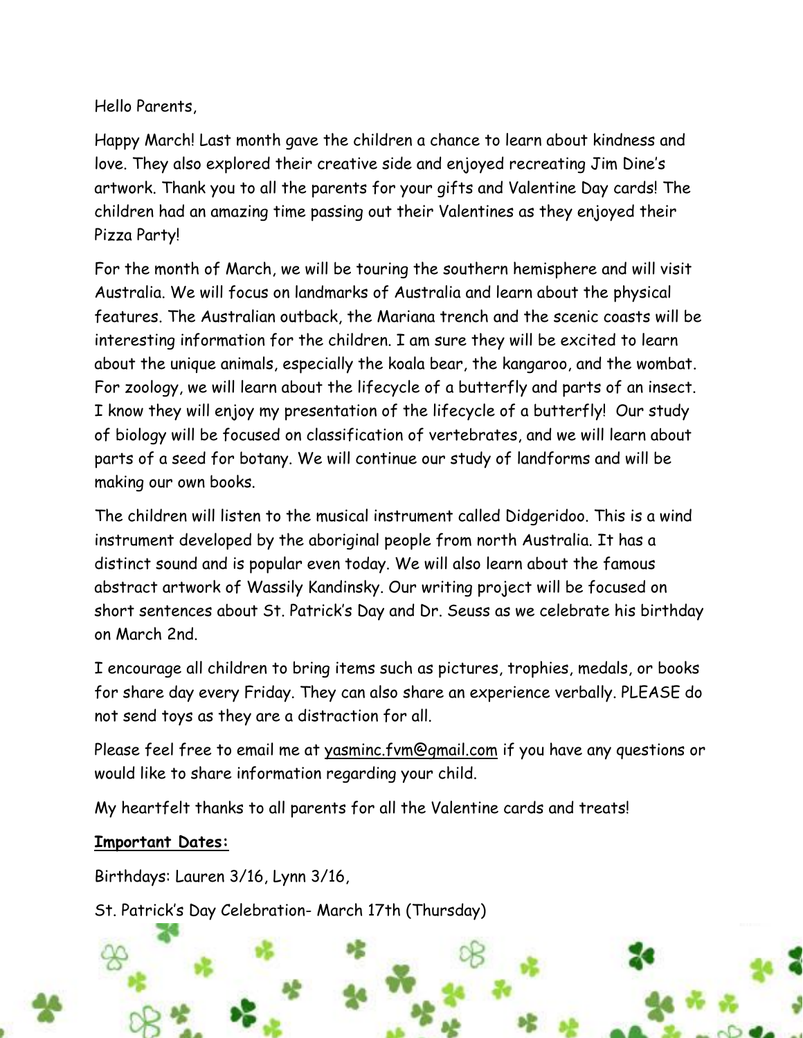Hello Parents,

Happy March! Last month gave the children a chance to learn about kindness and love. They also explored their creative side and enjoyed recreating Jim Dine's artwork. Thank you to all the parents for your gifts and Valentine Day cards! The children had an amazing time passing out their Valentines as they enjoyed their Pizza Party!

For the month of March, we will be touring the southern hemisphere and will visit Australia. We will focus on landmarks of Australia and learn about the physical features. The Australian outback, the Mariana trench and the scenic coasts will be interesting information for the children. I am sure they will be excited to learn about the unique animals, especially the koala bear, the kangaroo, and the wombat. For zoology, we will learn about the lifecycle of a butterfly and parts of an insect. I know they will enjoy my presentation of the lifecycle of a butterfly! Our study of biology will be focused on classification of vertebrates, and we will learn about parts of a seed for botany. We will continue our study of landforms and will be making our own books.

The children will listen to the musical instrument called Didgeridoo. This is a wind instrument developed by the aboriginal people from north Australia. It has a distinct sound and is popular even today. We will also learn about the famous abstract artwork of Wassily Kandinsky. Our writing project will be focused on short sentences about St. Patrick's Day and Dr. Seuss as we celebrate his birthday on March 2nd.

I encourage all children to bring items such as pictures, trophies, medals, or books for share day every Friday. They can also share an experience verbally. PLEASE do not send toys as they are a distraction for all.

Please feel free to email me at yasminc.fvm@gmail.com if you have any questions or would like to share information regarding your child.

My heartfelt thanks to all parents for all the Valentine cards and treats!

**Important Dates:**

Birthdays: Lauren 3/16, Lynn 3/16,

St. Patrick's Day Celebration- March 17th (Thursday)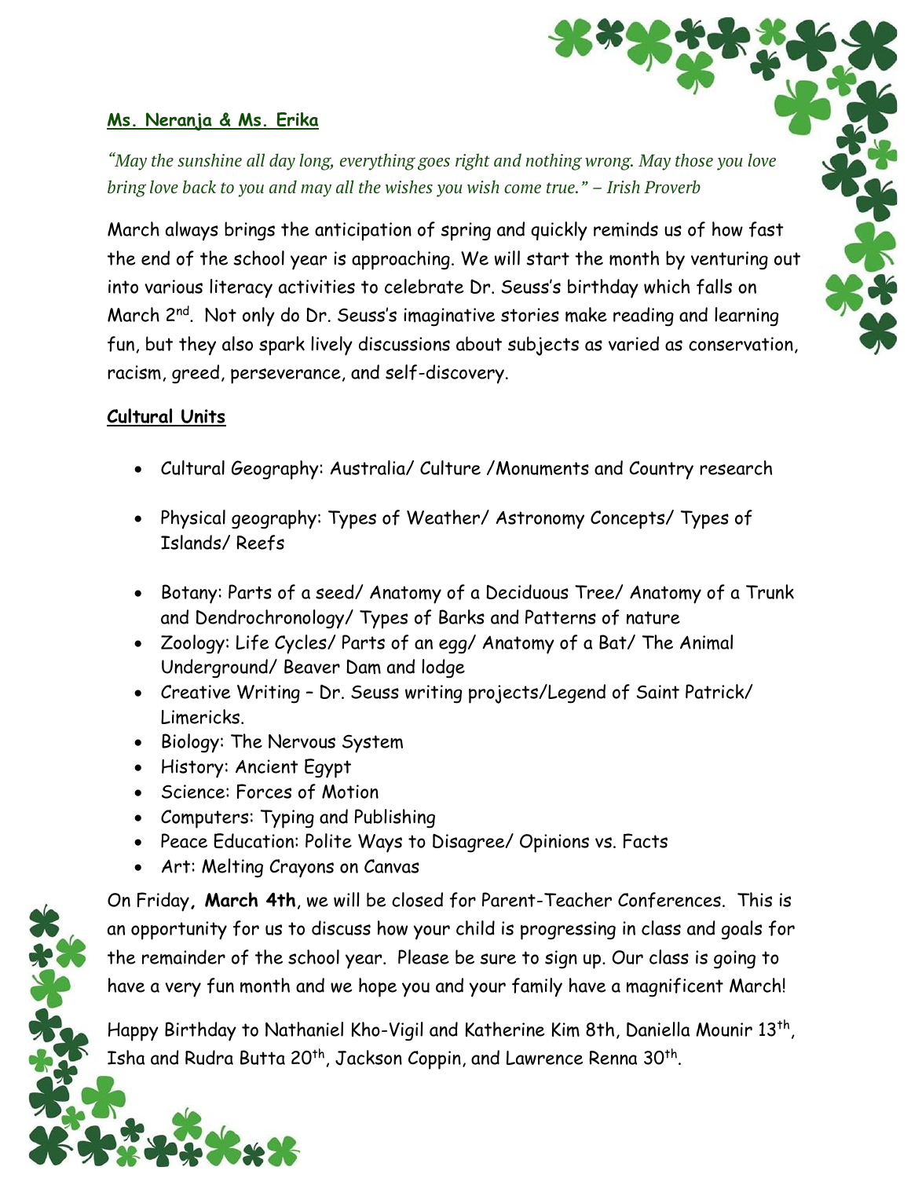**Ms. Neranja & Ms. Erika**

*"May the sunshine all day long, everything goes right and nothing wrong. May those you love bring love back to you and may all the wishes you wish come true." – Irish Proverb*

March always brings the anticipation of spring and quickly reminds us of how fast the end of the school year is approaching. We will start the month by venturing out into various literacy activities to celebrate Dr. Seuss's birthday which falls on March 2nd. Not only do Dr. Seuss's imaginative stories make reading and learning fun, but they also spark lively discussions about subjects as varied as conservation, racism, greed, perseverance, and self-discovery.

**Cultural Units**

- Cultural Geography: Australia/ Culture /Monuments and Country research
- Physical geography: Types of Weather/ Astronomy Concepts/ Types of Islands/ Reefs
- Botany: Parts of a seed/ Anatomy of a Deciduous Tree/ Anatomy of a Trunk and Dendrochronology/ Types of Barks and Patterns of nature
- Zoology: Life Cycles/ Parts of an egg/ Anatomy of a Bat/ The Animal Underground/ Beaver Dam and lodge
- Creative Writing – Dr. Seuss writing projects/Legend of Saint Patrick/ Limericks.
- Biology: The Nervous System
- History: Ancient Egypt
- Science: Forces of Motion
- Computers: Typing and Publishing
- Peace Education: Polite Ways to Disagree/ Opinions vs. Facts
- Art: Melting Crayons on Canvas

On Friday**, March 4th**, we will be closed for Parent-Teacher Conferences. This is an opportunity for us to discuss how your child is progressing in class and goals for the remainder of the school year. Please be sure to sign up. Our class is going to have a very fun month and we hope you and your family have a magnificent March!

Happy Birthday to Nathaniel Kho-Vigil and Katherine Kim 8th, Daniella Mounir 13th, Isha and Rudra Butta 20th, Jackson Coppin, and Lawrence Renna 30th.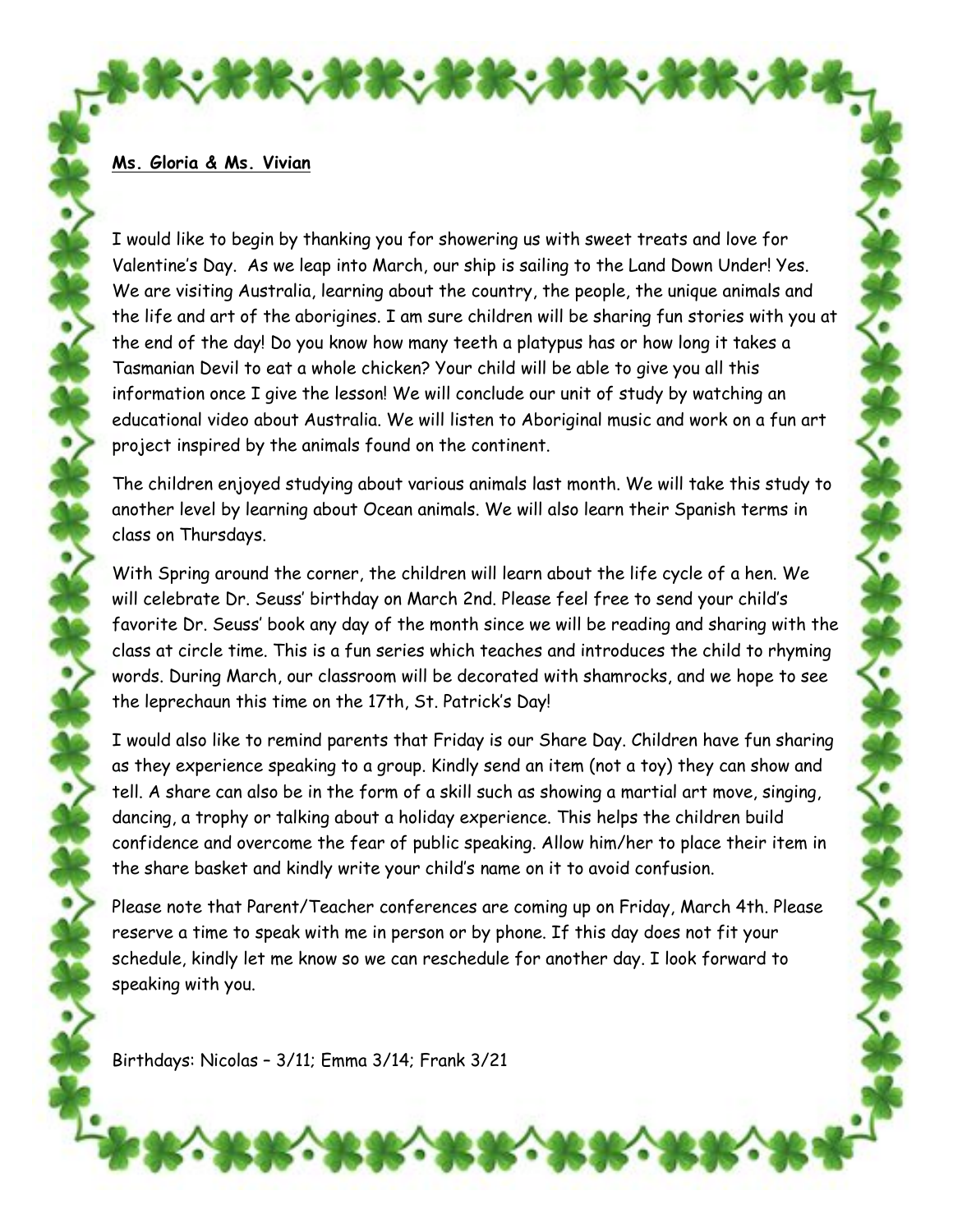**Ms. Gloria & Ms. Vivian**

I would like to begin by thanking you for showering us with sweet treats and love for Valentine's Day. As we leap into March, our ship is sailing to the Land Down Under! Yes. We are visiting Australia, learning about the country, the people, the unique animals and the life and art of the aborigines. I am sure children will be sharing fun stories with you at the end of the day! Do you know how many teeth a platypus has or how long it takes a Tasmanian Devil to eat a whole chicken? Your child will be able to give you all this information once I give the lesson! We will conclude our unit of study by watching an educational video about Australia. We will listen to Aboriginal music and work on a fun art project inspired by the animals found on the continent.

The children enjoyed studying about various animals last month. We will take this study to another level by learning about Ocean animals. We will also learn their Spanish terms in class on Thursdays.

With Spring around the corner, the children will learn about the life cycle of a hen. We will celebrate Dr. Seuss' birthday on March 2nd. Please feel free to send your child's favorite Dr. Seuss' book any day of the month since we will be reading and sharing with the class at circle time. This is a fun series which teaches and introduces the child to rhyming words. During March, our classroom will be decorated with shamrocks, and we hope to see the leprechaun this time on the 17th, St. Patrick's Day!

I would also like to remind parents that Friday is our Share Day. Children have fun sharing as they experience speaking to a group. Kindly send an item (not a toy) they can show and tell. A share can also be in the form of a skill such as showing a martial art move, singing, dancing, a trophy or talking about a holiday experience. This helps the children build confidence and overcome the fear of public speaking. Allow him/her to place their item in the share basket and kindly write your child's name on it to avoid confusion.

Please note that Parent/Teacher conferences are coming up on Friday, March 4th. Please reserve a time to speak with me in person or by phone. If this day does not fit your schedule, kindly let me know so we can reschedule for another day. I look forward to speaking with you.

Birthdays: Nicolas – 3/11; Emma 3/14; Frank 3/21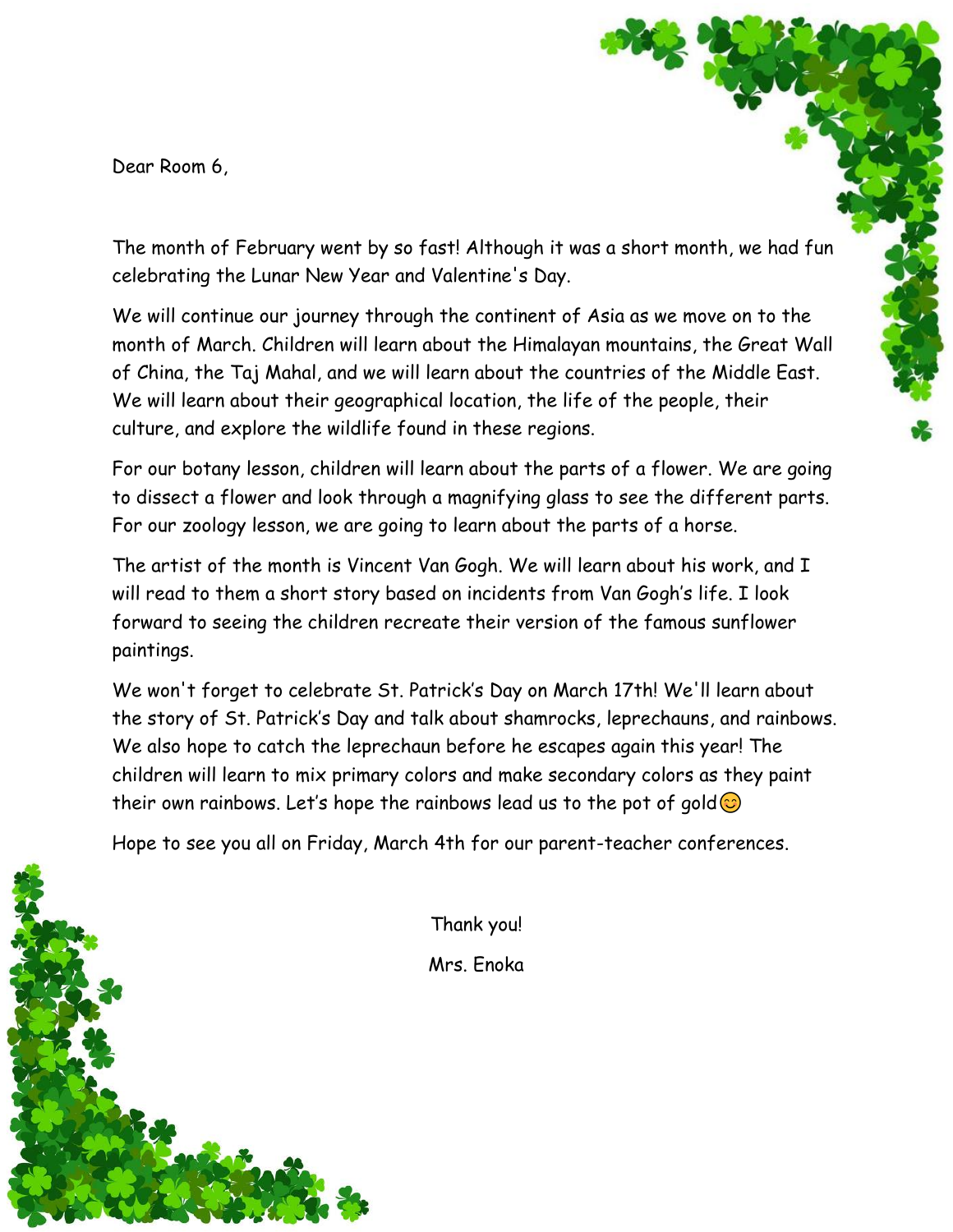Dear Room 6,

The month of February went by so fast! Although it was a short month, we had fun celebrating the Lunar New Year and Valentine's Day.

We will continue our journey through the continent of Asia as we move on to the month of March. Children will learn about the Himalayan mountains, the Great Wall of China, the Taj Mahal, and we will learn about the countries of the Middle East. We will learn about their geographical location, the life of the people, their culture, and explore the wildlife found in these regions.

For our botany lesson, children will learn about the parts of a flower. We are going to dissect a flower and look through a magnifying glass to see the different parts. For our zoology lesson, we are going to learn about the parts of a horse.

The artist of the month is Vincent Van Gogh. We will learn about his work, and I will read to them a short story based on incidents from Van Gogh's life. I look forward to seeing the children recreate their version of the famous sunflower paintings.

We won't forget to celebrate St. Patrick's Day on March 17th! We'll learn about the story of St. Patrick's Day and talk about shamrocks, leprechauns, and rainbows. We also hope to catch the leprechaun before he escapes again this year! The children will learn to mix primary colors and make secondary colors as they paint their own rainbows. Let's hope the rainbows lead us to the pot of gold😊

Hope to see you all on Friday, March 4th for our parent-teacher conferences.

Thank you!

Mrs. Enoka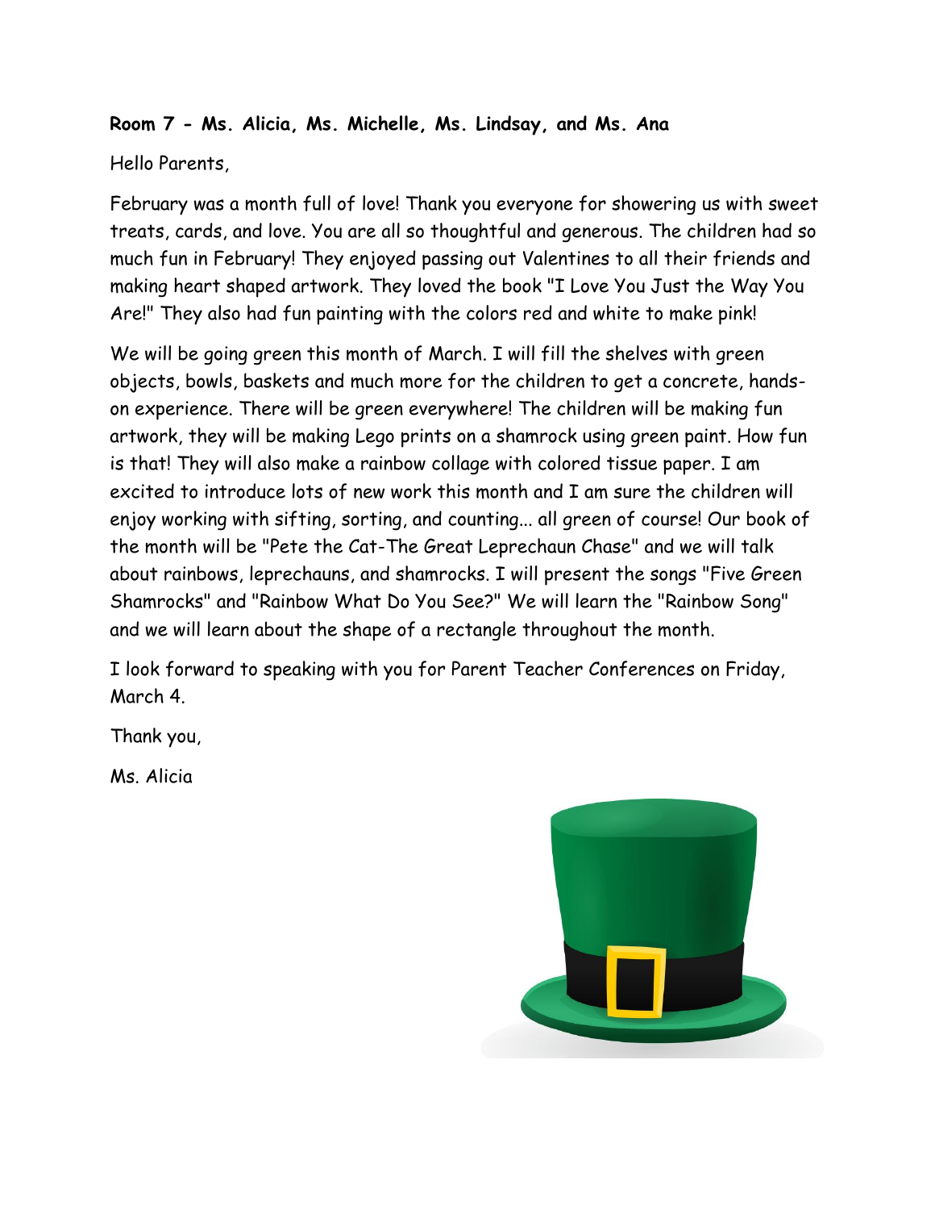**Room 7 - Ms. Alicia, Ms. Michelle, Ms. Lindsay, and Ms. Ana**

Hello Parents,

February was a month full of love! Thank you everyone for showering us with sweet treats, cards, and love. You are all so thoughtful and generous. The children had so much fun in February! They enjoyed passing out Valentines to all their friends and making heart shaped artwork. They loved the book "I Love You Just the Way You Are!" They also had fun painting with the colors red and white to make pink!

We will be going green this month of March. I will fill the shelves with green objects, bowls, baskets and much more for the children to get a concrete, hands-on experience. There will be green everywhere! The children will be making fun artwork, they will be making Lego prints on a shamrock using green paint. How fun is that! They will also make a rainbow collage with colored tissue paper. I am excited to introduce lots of new work this month and I am sure the children will enjoy working with sifting, sorting, and counting... all green of course! Our book of the month will be "Pete the Cat-The Great Leprechaun Chase" and we will talk about rainbows, leprechauns, and shamrocks. I will present the songs "Five Green Shamrocks" and "Rainbow What Do You See?" We will learn the "Rainbow Song" and we will learn about the shape of a rectangle throughout the month.

I look forward to speaking with you for Parent Teacher Conferences on Friday, March 4.

Thank you,

Ms. Alicia